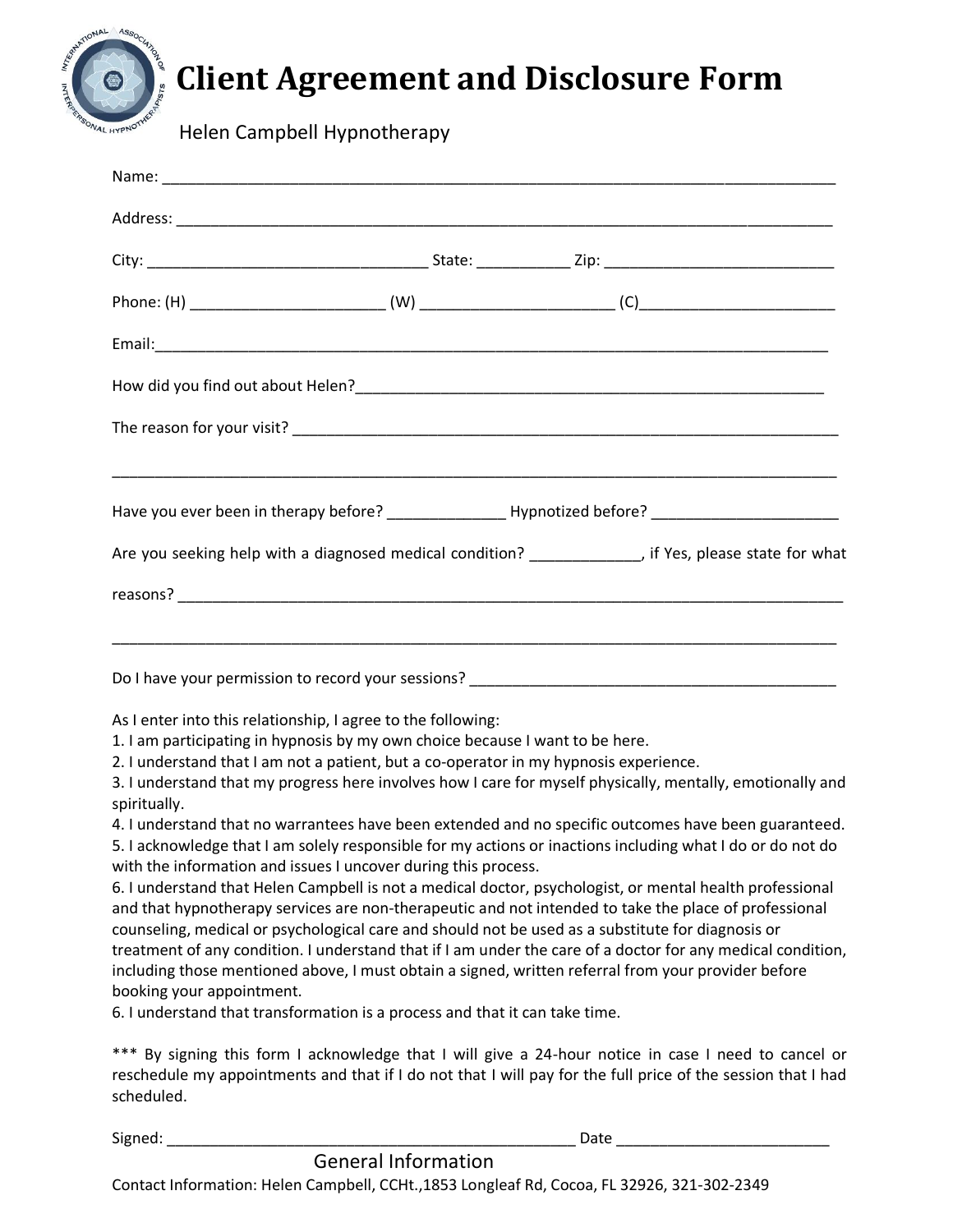# Client Agreement and Disclosure Form

Helen Campbell Hypnotherapy

Name: ______________________________________________________________________________

Address: ____________________________________________________________________________

City: ________________________________ State: __________ Zip: __________________________

Phone: (H) _____________________ (W) _____________________ (C)______________________

Email:_______________________________________________________________________________

How did you find out about Helen?______________________________________________________

The reason for your visit? ______________________________________________________________

_____________________________________________________________________________________

Have you ever been in therapy before? _____________ Hypnotized before? _____________________

Are you seeking help with a diagnosed medical condition? ____________, if Yes, please state for what reasons? _______________________________________________________________________________

_____________________________________________________________________________________

Do I have your permission to record your sessions? ___________________________________________

As I enter into this relationship, I agree to the following:

1. I am participating in hypnosis by my own choice because I want to be here.
2. I understand that I am not a patient, but a co-operator in my hypnosis experience.
3. I understand that my progress here involves how I care for myself physically, mentally, emotionally and spiritually.
4. I understand that no warrantees have been extended and no specific outcomes have been guaranteed.
5. I acknowledge that I am solely responsible for my actions or inactions including what I do or do not do with the information and issues I uncover during this process.
6. I understand that Helen Campbell is not a medical doctor, psychologist, or mental health professional and that hypnotherapy services are non-therapeutic and not intended to take the place of professional counseling, medical or psychological care and should not be used as a substitute for diagnosis or treatment of any condition. I understand that if I am under the care of a doctor for any medical condition, including those mentioned above, I must obtain a signed, written referral from your provider before booking your appointment.
6. I understand that transformation is a process and that it can take time.

*** By signing this form I acknowledge that I will give a 24-hour notice in case I need to cancel or reschedule my appointments and that if I do not that I will pay for the full price of the session that I had scheduled.

Signed: _______________________________________________ Date ________________________

General Information

Contact Information: Helen Campbell, CCHt.,1853 Longleaf Rd, Cocoa, FL 32926, 321-302-2349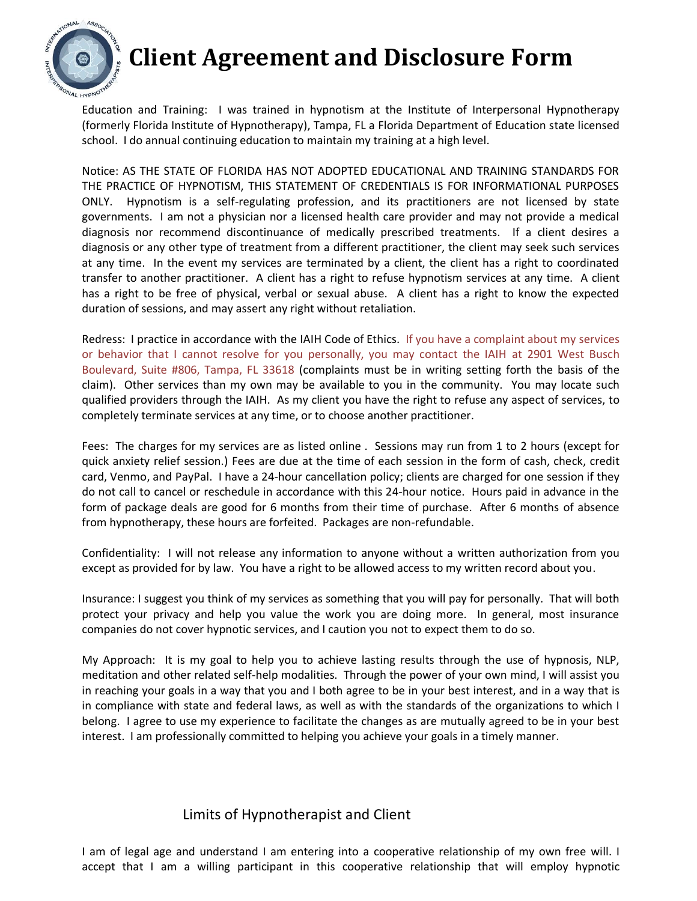# Client Agreement and Disclosure Form

Education and Training: I was trained in hypnotism at the Institute of Interpersonal Hypnotherapy (formerly Florida Institute of Hypnotherapy), Tampa, FL a Florida Department of Education state licensed school. I do annual continuing education to maintain my training at a high level.

Notice: AS THE STATE OF FLORIDA HAS NOT ADOPTED EDUCATIONAL AND TRAINING STANDARDS FOR THE PRACTICE OF HYPNOTISM, THIS STATEMENT OF CREDENTIALS IS FOR INFORMATIONAL PURPOSES ONLY. Hypnotism is a self-regulating profession, and its practitioners are not licensed by state governments. I am not a physician nor a licensed health care provider and may not provide a medical diagnosis nor recommend discontinuance of medically prescribed treatments. If a client desires a diagnosis or any other type of treatment from a different practitioner, the client may seek such services at any time. In the event my services are terminated by a client, the client has a right to coordinated transfer to another practitioner. A client has a right to refuse hypnotism services at any time. A client has a right to be free of physical, verbal or sexual abuse. A client has a right to know the expected duration of sessions, and may assert any right without retaliation.

Redress: I practice in accordance with the IAIH Code of Ethics. If you have a complaint about my services or behavior that I cannot resolve for you personally, you may contact the IAIH at 2901 West Busch Boulevard, Suite #806, Tampa, FL 33618 (complaints must be in writing setting forth the basis of the claim). Other services than my own may be available to you in the community. You may locate such qualified providers through the IAIH. As my client you have the right to refuse any aspect of services, to completely terminate services at any time, or to choose another practitioner.

Fees: The charges for my services are as listed online . Sessions may run from 1 to 2 hours (except for quick anxiety relief session.) Fees are due at the time of each session in the form of cash, check, credit card, Venmo, and PayPal. I have a 24-hour cancellation policy; clients are charged for one session if they do not call to cancel or reschedule in accordance with this 24-hour notice. Hours paid in advance in the form of package deals are good for 6 months from their time of purchase. After 6 months of absence from hypnotherapy, these hours are forfeited. Packages are non-refundable.

Confidentiality: I will not release any information to anyone without a written authorization from you except as provided for by law. You have a right to be allowed access to my written record about you.

Insurance: I suggest you think of my services as something that you will pay for personally. That will both protect your privacy and help you value the work you are doing more. In general, most insurance companies do not cover hypnotic services, and I caution you not to expect them to do so.

My Approach: It is my goal to help you to achieve lasting results through the use of hypnosis, NLP, meditation and other related self-help modalities. Through the power of your own mind, I will assist you in reaching your goals in a way that you and I both agree to be in your best interest, and in a way that is in compliance with state and federal laws, as well as with the standards of the organizations to which I belong. I agree to use my experience to facilitate the changes as are mutually agreed to be in your best interest. I am professionally committed to helping you achieve your goals in a timely manner.

## Limits of Hypnotherapist and Client

I am of legal age and understand I am entering into a cooperative relationship of my own free will. I accept that I am a willing participant in this cooperative relationship that will employ hypnotic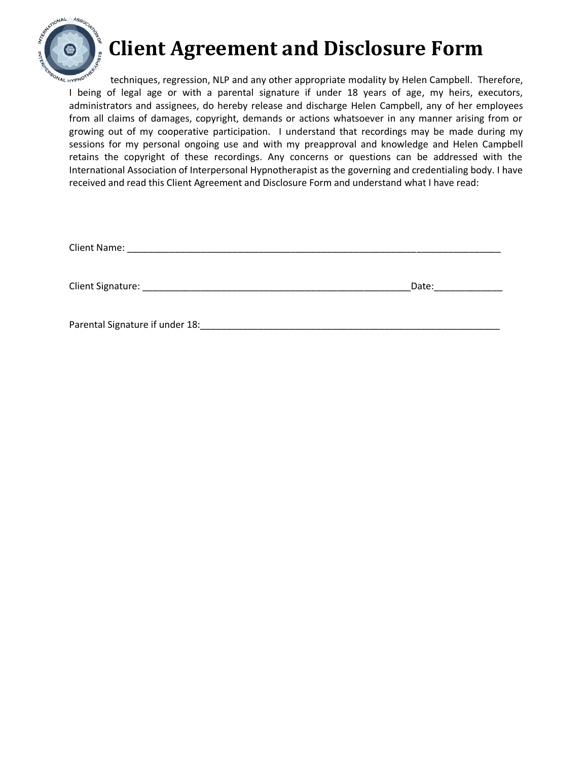# Client Agreement and Disclosure Form

techniques, regression, NLP and any other appropriate modality by Helen Campbell. Therefore, I being of legal age or with a parental signature if under 18 years of age, my heirs, executors, administrators and assignees, do hereby release and discharge Helen Campbell, any of her employees from all claims of damages, copyright, demands or actions whatsoever in any manner arising from or growing out of my cooperative participation. I understand that recordings may be made during my sessions for my personal ongoing use and with my preapproval and knowledge and Helen Campbell retains the copyright of these recordings. Any concerns or questions can be addressed with the International Association of Interpersonal Hypnotherapist as the governing and credentialing body. I have received and read this Client Agreement and Disclosure Form and understand what I have read:

Client Name: ___________________________________________________________________________

Client Signature: ______________________________________________________Date:_____________

Parental Signature if under 18:____________________________________________________________